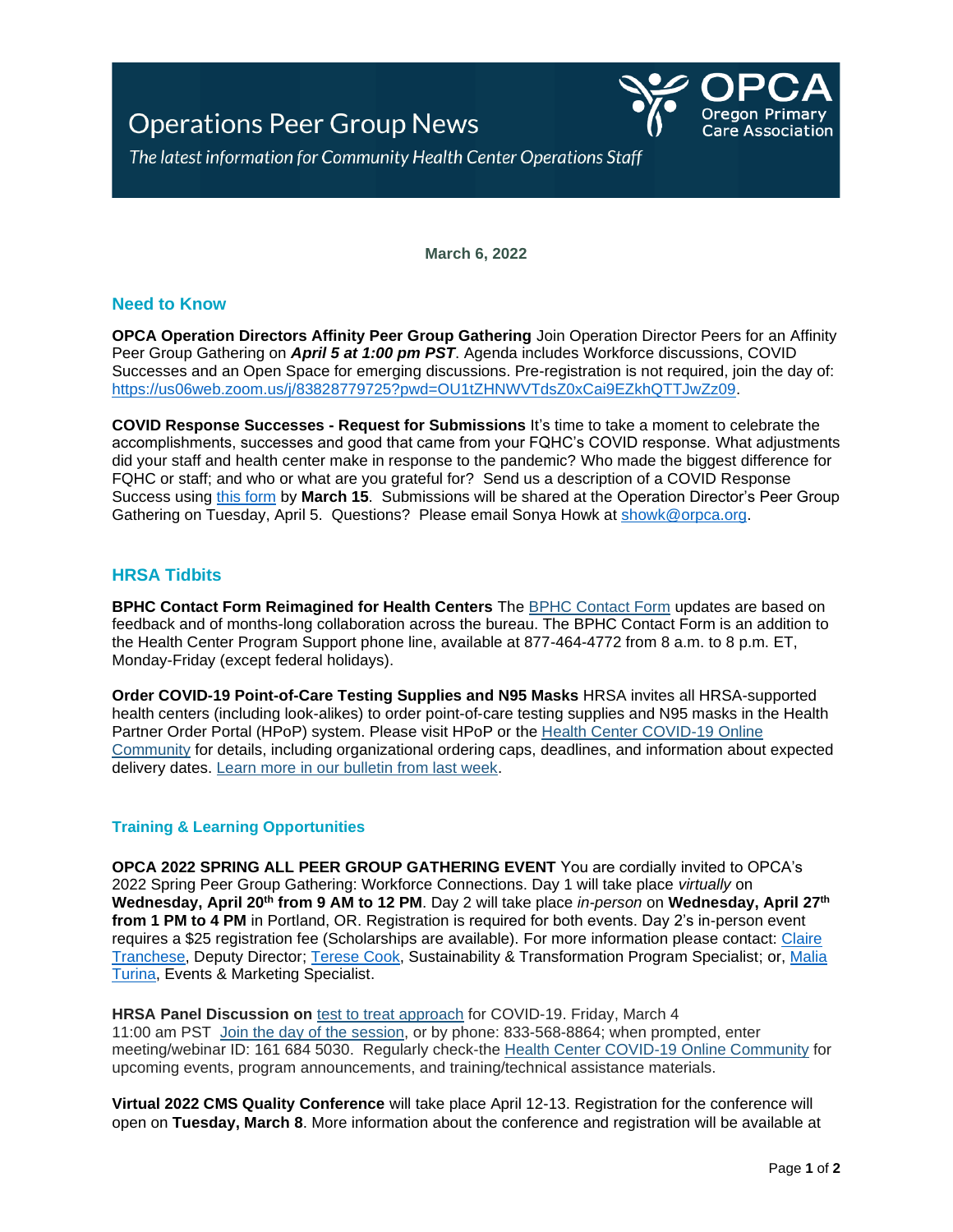# Operations Peer Group News

*The latest information for Community Health Center Operations Staff*

OPCA Oregon Primary Care Association

**March 6, 2022**

## Need to Know

**OPCA Operation Directors Affinity Peer Group Gathering** Join Operation Director Peers for an Affinity Peer Group Gathering on ***April 5 at 1:00 pm PST***. Agenda includes Workforce discussions, COVID Successes and an Open Space for emerging discussions. Pre-registration is not required, join the day of: https://us06web.zoom.us/j/83828779725?pwd=OU1tZHNWVTdsZ0xCai9EZkhQTTJwZz09.

**COVID Response Successes - Request for Submissions** It's time to take a moment to celebrate the accomplishments, successes and good that came from your FQHC's COVID response. What adjustments did your staff and health center make in response to the pandemic? Who made the biggest difference for FQHC or staff; and who or what are you grateful for? Send us a description of a COVID Response Success using this form by **March 15**. Submissions will be shared at the Operation Director's Peer Group Gathering on Tuesday, April 5. Questions? Please email Sonya Howk at showk@orpca.org.

## HRSA Tidbits

**BPHC Contact Form Reimagined for Health Centers** The BPHC Contact Form updates are based on feedback and of months-long collaboration across the bureau. The BPHC Contact Form is an addition to the Health Center Program Support phone line, available at 877-464-4772 from 8 a.m. to 8 p.m. ET, Monday-Friday (except federal holidays).

**Order COVID-19 Point-of-Care Testing Supplies and N95 Masks** HRSA invites all HRSA-supported health centers (including look-alikes) to order point-of-care testing supplies and N95 masks in the Health Partner Order Portal (HPoP) system. Please visit HPoP or the Health Center COVID-19 Online Community for details, including organizational ordering caps, deadlines, and information about expected delivery dates. Learn more in our bulletin from last week.

## Training & Learning Opportunities

**OPCA 2022 SPRING ALL PEER GROUP GATHERING EVENT** You are cordially invited to OPCA's 2022 Spring Peer Group Gathering: Workforce Connections. Day 1 will take place *virtually* on **Wednesday, April 20th from 9 AM to 12 PM**. Day 2 will take place *in-person* on **Wednesday, April 27th from 1 PM to 4 PM** in Portland, OR. Registration is required for both events. Day 2's in-person event requires a $25 registration fee (Scholarships are available). For more information please contact: Claire Tranchese, Deputy Director; Terese Cook, Sustainability & Transformation Program Specialist; or, Malia Turina, Events & Marketing Specialist.

**HRSA Panel Discussion on** test to treat approach for COVID-19. Friday, March 4
11:00 am PST Join the day of the session, or by phone: 833-568-8864; when prompted, enter meeting/webinar ID: 161 684 5030. Regularly check-the Health Center COVID-19 Online Community for upcoming events, program announcements, and training/technical assistance materials.

**Virtual 2022 CMS Quality Conference** will take place April 12-13. Registration for the conference will open on **Tuesday, March 8**. More information about the conference and registration will be available at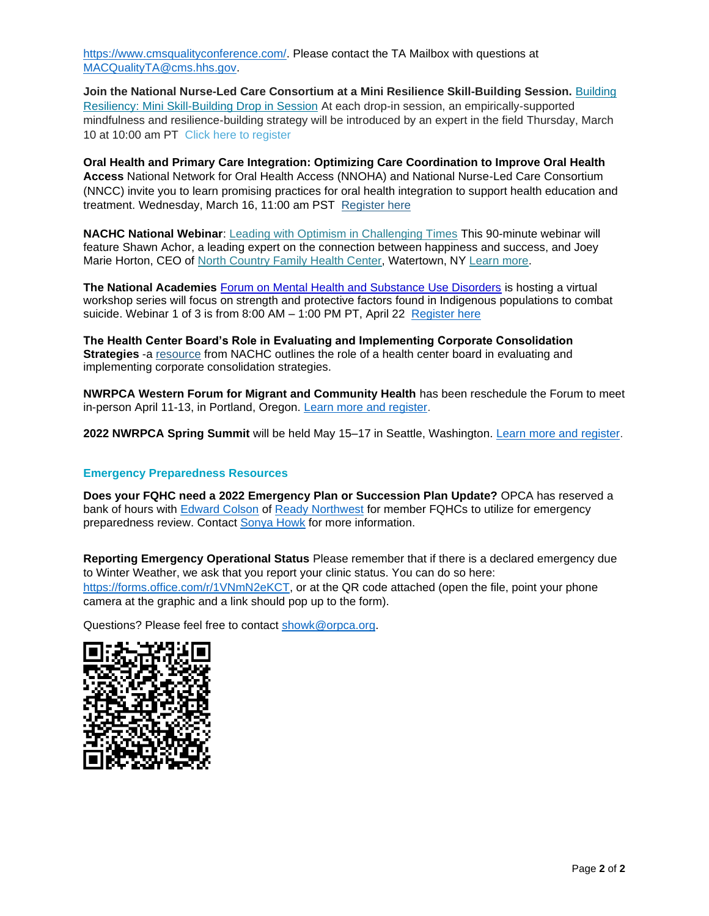https://www.cmsqualityconference.com/. Please contact the TA Mailbox with questions at MACQualityTA@cms.hhs.gov.

**Join the National Nurse-Led Care Consortium at a Mini Resilience Skill-Building Session.** Building Resiliency: Mini Skill-Building Drop in Session At each drop-in session, an empirically-supported mindfulness and resilience-building strategy will be introduced by an expert in the field Thursday, March 10 at 10:00 am PT Click here to register

**Oral Health and Primary Care Integration: Optimizing Care Coordination to Improve Oral Health Access** National Network for Oral Health Access (NNOHA) and National Nurse-Led Care Consortium (NNCC) invite you to learn promising practices for oral health integration to support health education and treatment. Wednesday, March 16, 11:00 am PST Register here

**NACHC National Webinar**: Leading with Optimism in Challenging Times This 90-minute webinar will feature Shawn Achor, a leading expert on the connection between happiness and success, and Joey Marie Horton, CEO of North Country Family Health Center, Watertown, NY Learn more.

**The National Academies** Forum on Mental Health and Substance Use Disorders is hosting a virtual workshop series will focus on strength and protective factors found in Indigenous populations to combat suicide. Webinar 1 of 3 is from 8:00 AM – 1:00 PM PT, April 22 Register here

**The Health Center Board's Role in Evaluating and Implementing Corporate Consolidation Strategies** -a resource from NACHC outlines the role of a health center board in evaluating and implementing corporate consolidation strategies.

**NWRPCA Western Forum for Migrant and Community Health** has been reschedule the Forum to meet in-person April 11-13, in Portland, Oregon. Learn more and register.

**2022 NWRPCA Spring Summit** will be held May 15–17 in Seattle, Washington. Learn more and register.

## Emergency Preparedness Resources

**Does your FQHC need a 2022 Emergency Plan or Succession Plan Update?** OPCA has reserved a bank of hours with Edward Colson of Ready Northwest for member FQHCs to utilize for emergency preparedness review. Contact Sonya Howk for more information.

**Reporting Emergency Operational Status** Please remember that if there is a declared emergency due to Winter Weather, we ask that you report your clinic status. You can do so here: https://forms.office.com/r/1VNmN2eKCT, or at the QR code attached (open the file, point your phone camera at the graphic and a link should pop up to the form).

Questions? Please feel free to contact showk@orpca.org.